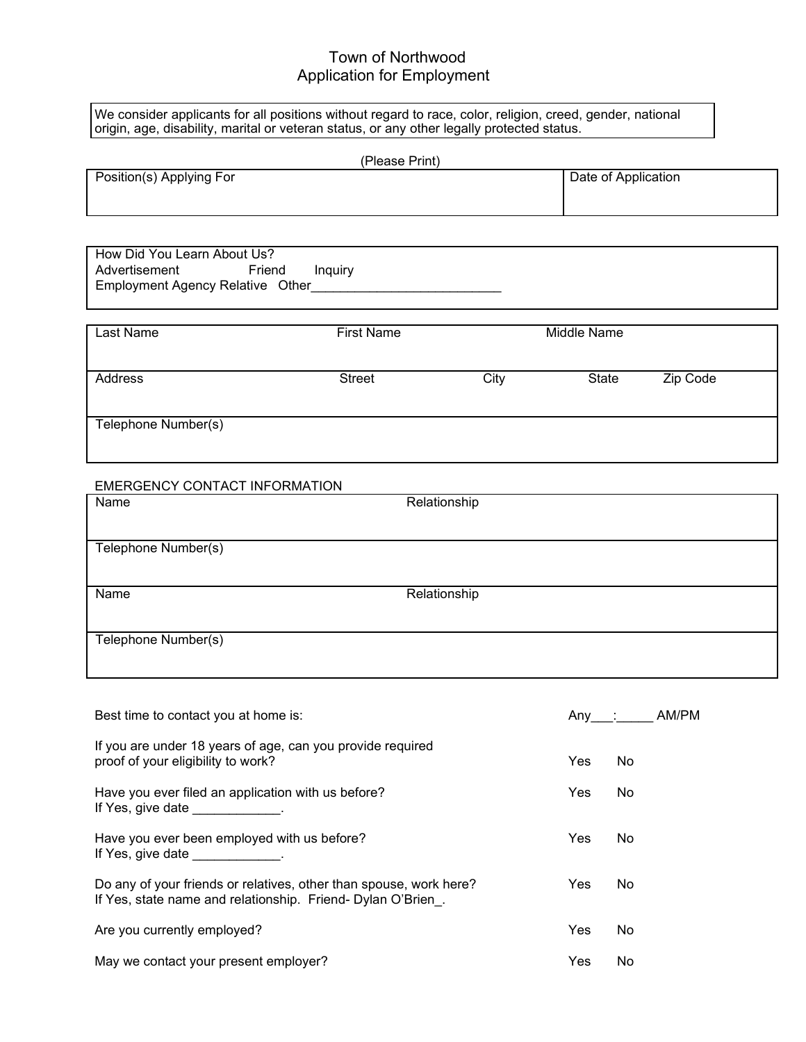# Town of Northwood
## Application for Employment

We consider applicants for all positions without regard to race, color, religion, creed, gender, national origin, age, disability, marital or veteran status, or any other legally protected status.

(Please Print)

| Position(s) Applying For | Date of Application |
|---|---|
| | |

How Did You Learn About Us?
Advertisement Friend Inquiry
Employment Agency Relative Other___________________________

| Last Name | First Name | Middle Name | | |
|---|---|---|---|---|
| | | | | |
| Address | Street | City | State | Zip Code |
| | | | | |
| Telephone Number(s) | | | | |
| | | | | |

EMERGENCY CONTACT INFORMATION

| Name | Relationship |
|---|---|
| | |
| Telephone Number(s) | |
| | |
| Name | Relationship |
| | |
| Telephone Number(s) | |
| | |

Best time to contact you at home is: Any___:_____ AM/PM

If you are under 18 years of age, can you provide required proof of your eligibility to work? Yes No

Have you ever filed an application with us before? Yes No
If Yes, give date ____________.

Have you ever been employed with us before? Yes No
If Yes, give date ____________.

Do any of your friends or relatives, other than spouse, work here? Yes No
If Yes, state name and relationship. Friend- Dylan O'Brien_.

Are you currently employed? Yes No

May we contact your present employer? Yes No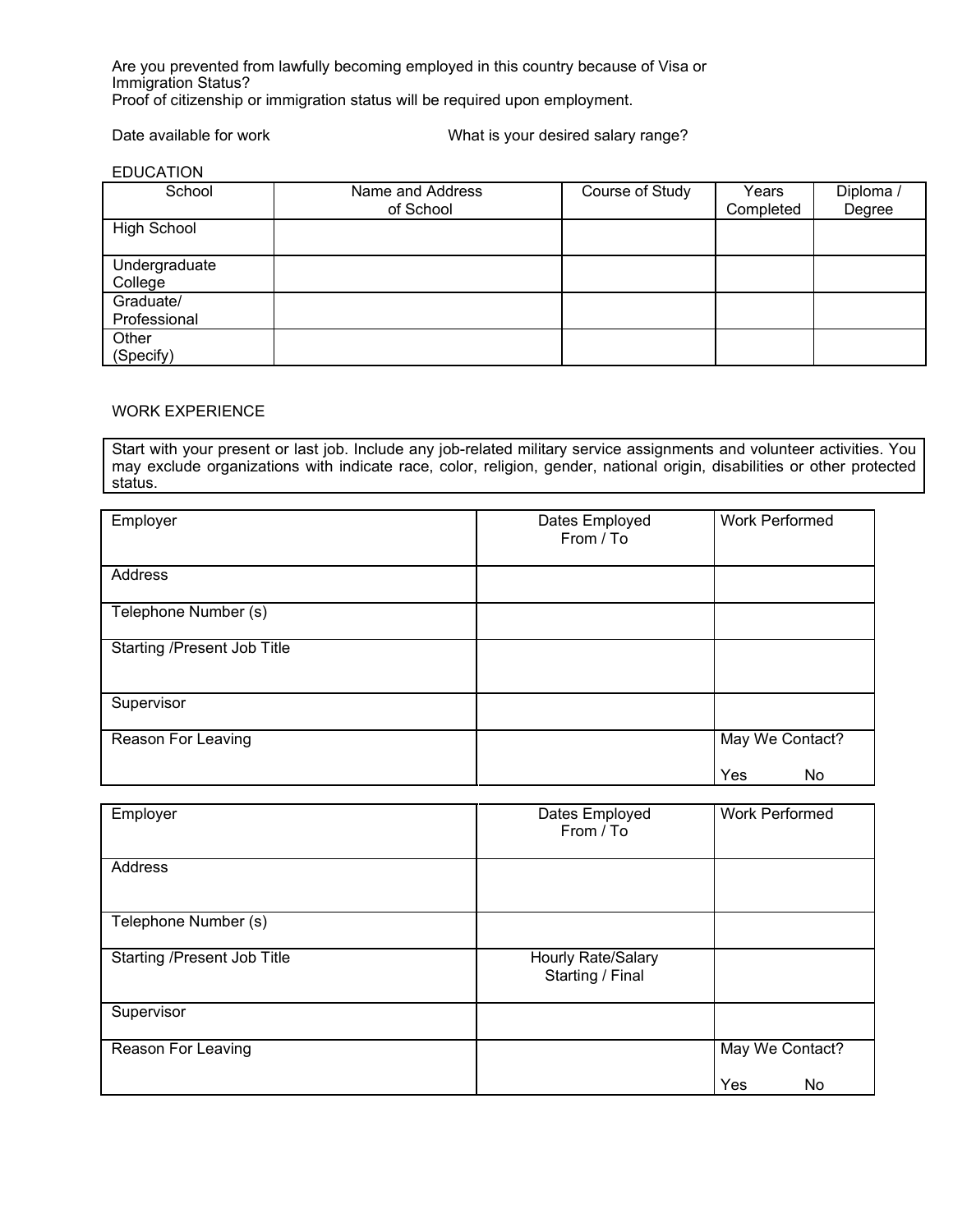Are you prevented from lawfully becoming employed in this country because of Visa or Immigration Status?
Proof of citizenship or immigration status will be required upon employment.

Date available for work | What is your desired salary range?

EDUCATION

| School | Name and Address of School | Course of Study | Years Completed | Diploma / Degree |
|---|---|---|---|---|
| High School | | | | |
| Undergraduate College | | | | |
| Graduate/ Professional | | | | |
| Other (Specify) | | | | |

WORK EXPERIENCE

Start with your present or last job. Include any job-related military service assignments and volunteer activities. You may exclude organizations with indicate race, color, religion, gender, national origin, disabilities or other protected status.

| Employer | Dates Employed From / To | Work Performed |
|---|---|---|
| Address | | |
| Telephone Number (s) | | |
| Starting /Present Job Title | | |
| Supervisor | | |
| Reason For Leaving | | May We Contact? Yes No |

| Employer | Dates Employed From / To | Work Performed |
|---|---|---|
| Address | | |
| Telephone Number (s) | | |
| Starting /Present Job Title | Hourly Rate/Salary Starting / Final | |
| Supervisor | | |
| Reason For Leaving | | May We Contact? Yes No |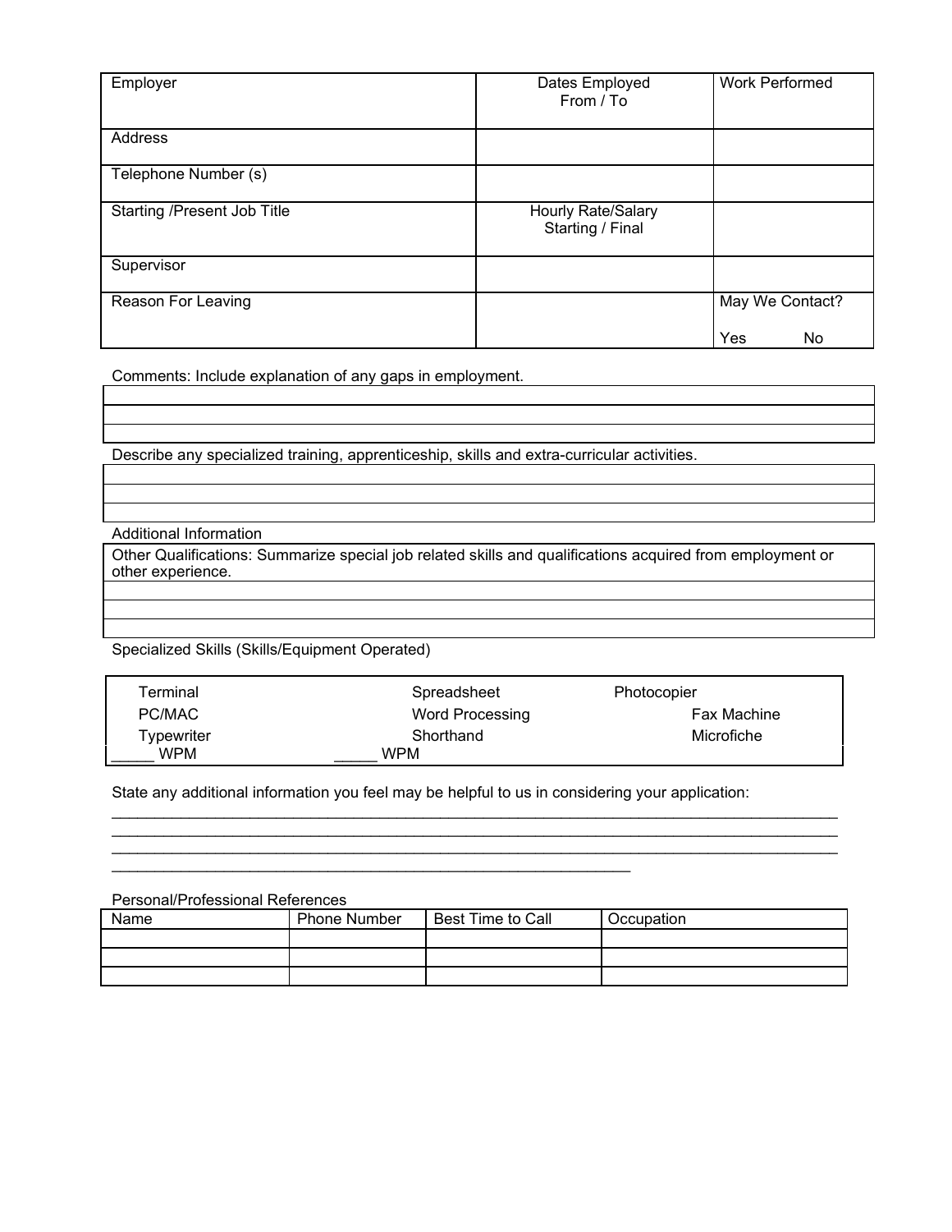| Employer | Dates Employed From / To | Work Performed |
| --- | --- | --- |
| Address | | |
| Telephone Number (s) | | |
| Starting /Present Job Title | Hourly Rate/Salary Starting / Final | |
| Supervisor | | |
| Reason For Leaving | | May We Contact? Yes No |

Comments: Include explanation of any gaps in employment.

| |
| --- |
| |
| |

Describe any specialized training, apprenticeship, skills and extra-curricular activities.

| |
| --- |
| |
| |

Additional Information

| Other Qualifications: Summarize special job related skills and qualifications acquired from employment or other experience. |
| --- |
| |
| |
| |

Specialized Skills (Skills/Equipment Operated)

| | | |
| --- | --- | --- |
| Terminal | Spreadsheet | Photocopier |
| PC/MAC | Word Processing | Fax Machine |
| Typewriter | Shorthand | Microfiche |
| _____ WPM | _____ WPM | |

State any additional information you feel may be helpful to us in considering your application:

_______________________________________________________________________________________
_______________________________________________________________________________________
_______________________________________________________________________________________
______________________________________________________________

Personal/Professional References

| Name | Phone Number | Best Time to Call | Occupation |
| --- | --- | --- | --- |
| | | | |
| | | | |
| | | | |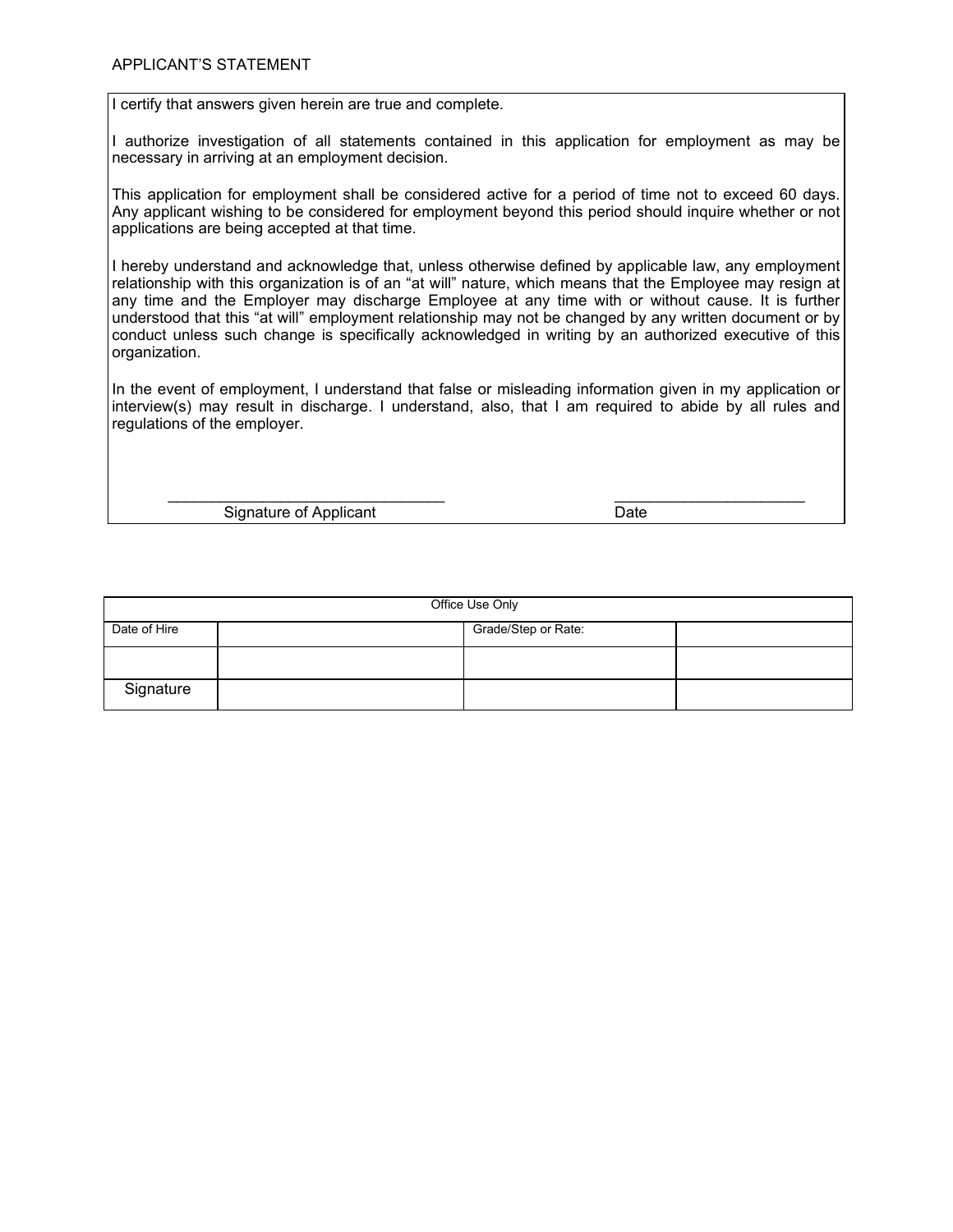APPLICANT'S STATEMENT

I certify that answers given herein are true and complete.

I authorize investigation of all statements contained in this application for employment as may be necessary in arriving at an employment decision.

This application for employment shall be considered active for a period of time not to exceed 60 days. Any applicant wishing to be considered for employment beyond this period should inquire whether or not applications are being accepted at that time.

I hereby understand and acknowledge that, unless otherwise defined by applicable law, any employment relationship with this organization is of an "at will" nature, which means that the Employee may resign at any time and the Employer may discharge Employee at any time with or without cause. It is further understood that this "at will" employment relationship may not be changed by any written document or by conduct unless such change is specifically acknowledged in writing by an authorized executive of this organization.

In the event of employment, I understand that false or misleading information given in my application or interview(s) may result in discharge. I understand, also, that I am required to abide by all rules and regulations of the employer.

_______________________________ Signature of Applicant

_____________________ Date

| Office Use Only | | | |
|---|---|---|---|
| Date of Hire | | Grade/Step or Rate: | |
| | | | |
| Signature | | | |